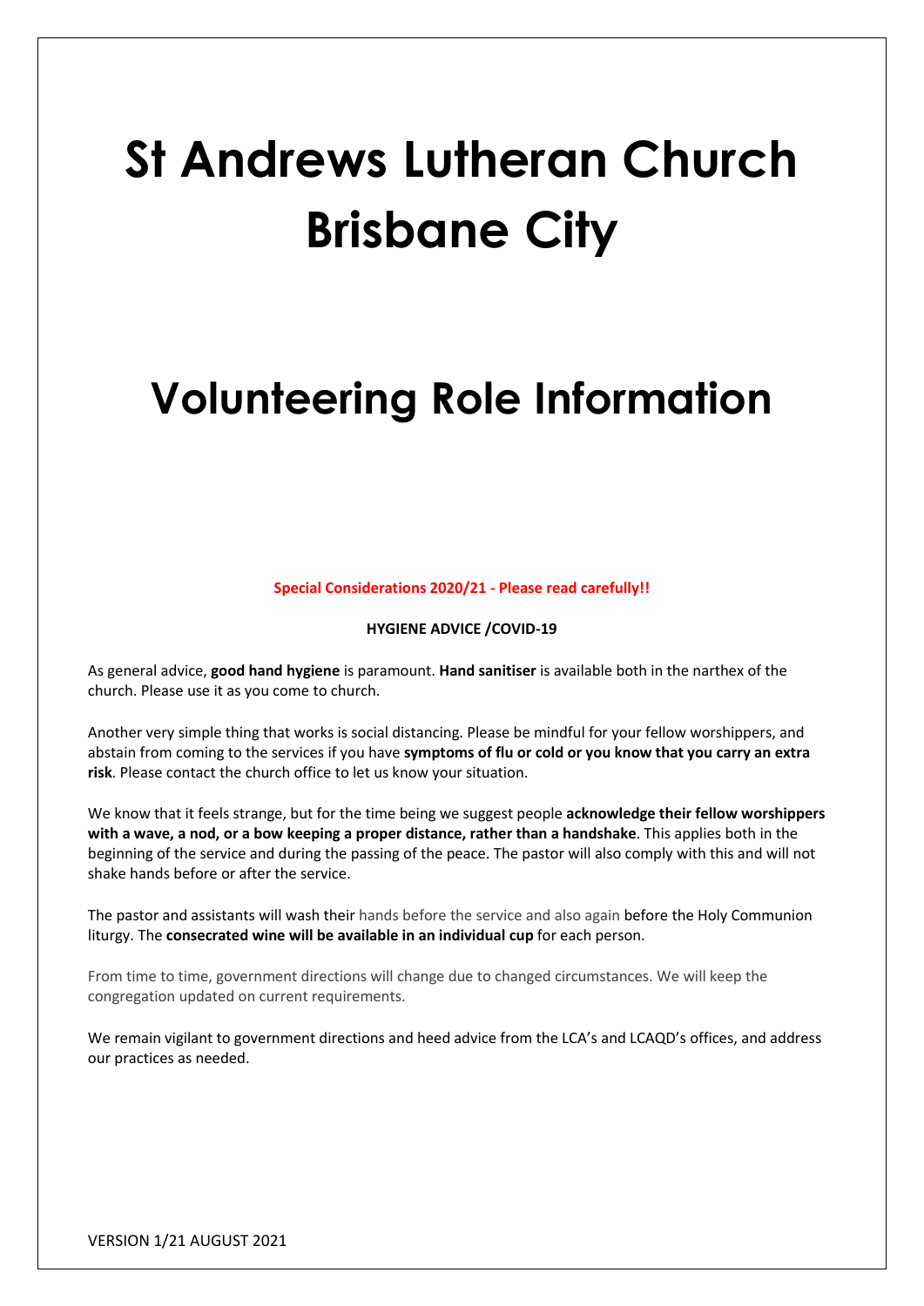# St Andrews Lutheran Church Brisbane City

# Volunteering Role Information

**Special Considerations 2020/21 - Please read carefully!!**

**HYGIENE ADVICE /COVID-19**

As general advice, **good hand hygiene** is paramount. **Hand sanitiser** is available both in the narthex of the church. Please use it as you come to church.

Another very simple thing that works is social distancing. Please be mindful for your fellow worshippers, and abstain from coming to the services if you have **symptoms of flu or cold or you know that you carry an extra risk**. Please contact the church office to let us know your situation.

We know that it feels strange, but for the time being we suggest people **acknowledge their fellow worshippers with a wave, a nod, or a bow keeping a proper distance, rather than a handshake**. This applies both in the beginning of the service and during the passing of the peace. The pastor will also comply with this and will not shake hands before or after the service.

The pastor and assistants will wash their hands before the service and also again before the Holy Communion liturgy. The **consecrated wine will be available in an individual cup** for each person.

From time to time, government directions will change due to changed circumstances. We will keep the congregation updated on current requirements.

We remain vigilant to government directions and heed advice from the LCA's and LCAQD's offices, and address our practices as needed.

VERSION 1/21 AUGUST 2021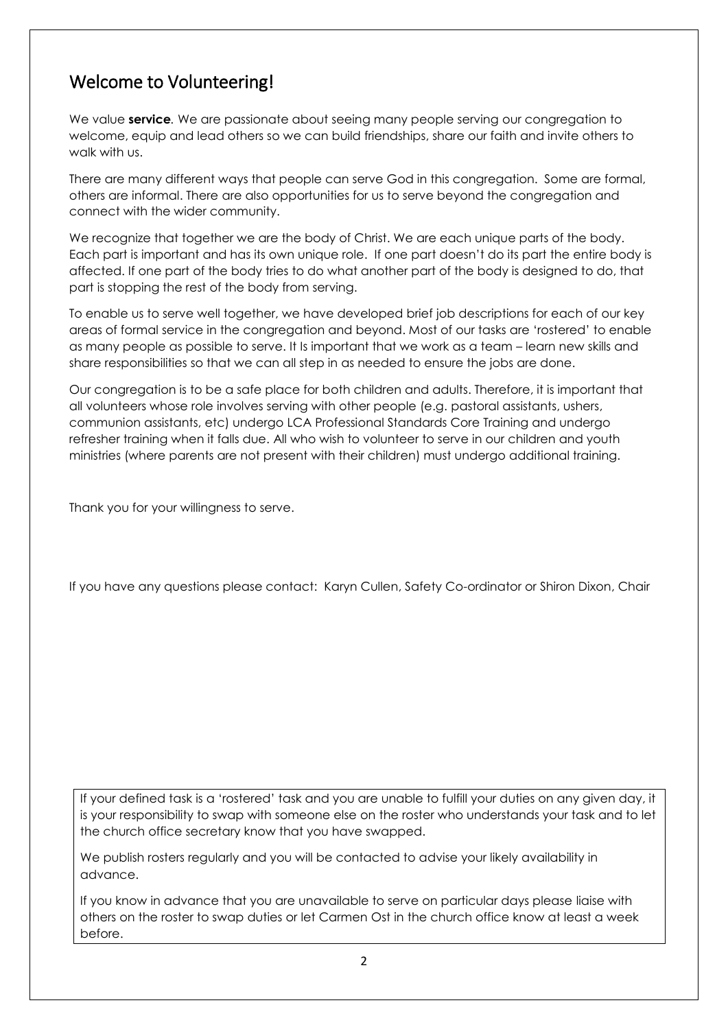## Welcome to Volunteering!

We value **service**. We are passionate about seeing many people serving our congregation to welcome, equip and lead others so we can build friendships, share our faith and invite others to walk with us.

There are many different ways that people can serve God in this congregation. Some are formal, others are informal. There are also opportunities for us to serve beyond the congregation and connect with the wider community.

We recognize that together we are the body of Christ. We are each unique parts of the body. Each part is important and has its own unique role. If one part doesn't do its part the entire body is affected. If one part of the body tries to do what another part of the body is designed to do, that part is stopping the rest of the body from serving.

To enable us to serve well together, we have developed brief job descriptions for each of our key areas of formal service in the congregation and beyond. Most of our tasks are 'rostered' to enable as many people as possible to serve. It Is important that we work as a team – learn new skills and share responsibilities so that we can all step in as needed to ensure the jobs are done.

Our congregation is to be a safe place for both children and adults. Therefore, it is important that all volunteers whose role involves serving with other people (e.g. pastoral assistants, ushers, communion assistants, etc) undergo LCA Professional Standards Core Training and undergo refresher training when it falls due. All who wish to volunteer to serve in our children and youth ministries (where parents are not present with their children) must undergo additional training.

Thank you for your willingness to serve.

If you have any questions please contact: Karyn Cullen, Safety Co-ordinator or Shiron Dixon, Chair

If your defined task is a 'rostered' task and you are unable to fulfill your duties on any given day, it is your responsibility to swap with someone else on the roster who understands your task and to let the church office secretary know that you have swapped.

We publish rosters regularly and you will be contacted to advise your likely availability in advance.

If you know in advance that you are unavailable to serve on particular days please liaise with others on the roster to swap duties or let Carmen Ost in the church office know at least a week before.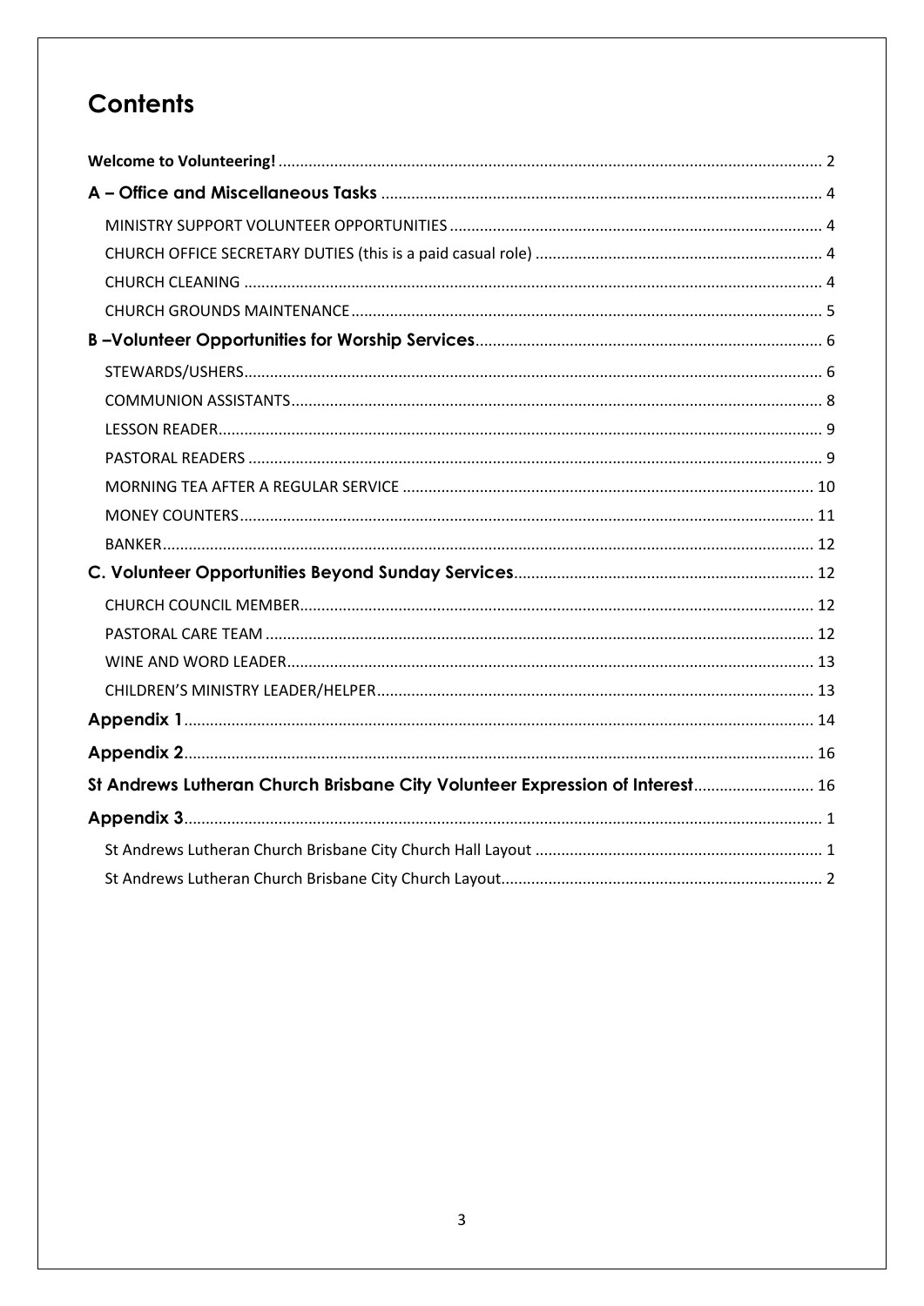# Contents

Welcome to Volunteering! ........................................................................................................................ 2

A – Office and Miscellaneous Tasks ....................................................................................................... 4

- MINISTRY SUPPORT VOLUNTEER OPPORTUNITIES ........................................................................ 4
- CHURCH OFFICE SECRETARY DUTIES (this is a paid casual role) ..................................................... 4
- CHURCH CLEANING ........................................................................................................................ 4
- CHURCH GROUNDS MAINTENANCE ............................................................................................... 5

B –Volunteer Opportunities for Worship Services .................................................................................... 6

- STEWARDS/USHERS ......................................................................................................................... 6
- COMMUNION ASSISTANTS .............................................................................................................. 8
- LESSON READER .............................................................................................................................. 9
- PASTORAL READERS ........................................................................................................................ 9
- MORNING TEA AFTER A REGULAR SERVICE .................................................................................. 10
- MONEY COUNTERS ........................................................................................................................ 11
- BANKER ......................................................................................................................................... 12

C. Volunteer Opportunities Beyond Sunday Services ......................................................................... 12

- CHURCH COUNCIL MEMBER .......................................................................................................... 12
- PASTORAL CARE TEAM ................................................................................................................. 12
- WINE AND WORD LEADER ............................................................................................................. 13
- CHILDREN'S MINISTRY LEADER/HELPER ........................................................................................ 13

Appendix 1 ............................................................................................................................................ 14

Appendix 2 ............................................................................................................................................ 16

St Andrews Lutheran Church Brisbane City Volunteer Expression of Interest ............................. 16

Appendix 3 .............................................................................................................................................. 1

- St Andrews Lutheran Church Brisbane City Church Hall Layout .................................................... 1
- St Andrews Lutheran Church Brisbane City Church Layout ............................................................ 2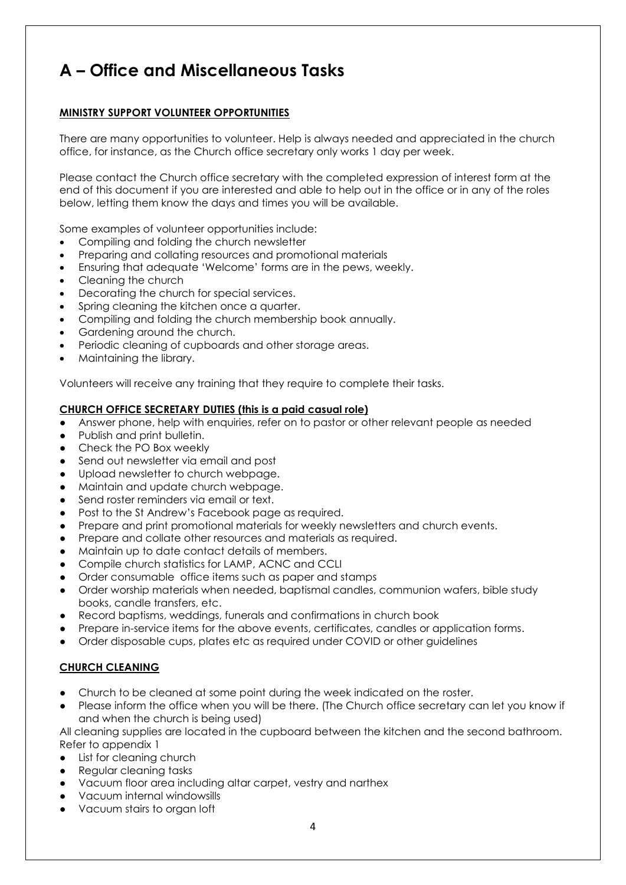# A – Office and Miscellaneous Tasks

**MINISTRY SUPPORT VOLUNTEER OPPORTUNITIES**

There are many opportunities to volunteer. Help is always needed and appreciated in the church office, for instance, as the Church office secretary only works 1 day per week.

Please contact the Church office secretary with the completed expression of interest form at the end of this document if you are interested and able to help out in the office or in any of the roles below, letting them know the days and times you will be available.

Some examples of volunteer opportunities include:

- Compiling and folding the church newsletter
- Preparing and collating resources and promotional materials
- Ensuring that adequate 'Welcome' forms are in the pews, weekly.
- Cleaning the church
- Decorating the church for special services.
- Spring cleaning the kitchen once a quarter.
- Compiling and folding the church membership book annually.
- Gardening around the church.
- Periodic cleaning of cupboards and other storage areas.
- Maintaining the library.

Volunteers will receive any training that they require to complete their tasks.

**CHURCH OFFICE SECRETARY DUTIES (this is a paid casual role)**

- Answer phone, help with enquiries, refer on to pastor or other relevant people as needed
- Publish and print bulletin.
- Check the PO Box weekly
- Send out newsletter via email and post
- Upload newsletter to church webpage.
- Maintain and update church webpage.
- Send roster reminders via email or text.
- Post to the St Andrew's Facebook page as required.
- Prepare and print promotional materials for weekly newsletters and church events.
- Prepare and collate other resources and materials as required.
- Maintain up to date contact details of members.
- Compile church statistics for LAMP, ACNC and CCLI
- Order consumable office items such as paper and stamps
- Order worship materials when needed, baptismal candles, communion wafers, bible study books, candle transfers, etc.
- Record baptisms, weddings, funerals and confirmations in church book
- Prepare in-service items for the above events, certificates, candles or application forms.
- Order disposable cups, plates etc as required under COVID or other guidelines

**CHURCH CLEANING**

- Church to be cleaned at some point during the week indicated on the roster.
- Please inform the office when you will be there. (The Church office secretary can let you know if and when the church is being used)

All cleaning supplies are located in the cupboard between the kitchen and the second bathroom. Refer to appendix 1

- List for cleaning church
- Regular cleaning tasks
- Vacuum floor area including altar carpet, vestry and narthex
- Vacuum internal windowsills
- Vacuum stairs to organ loft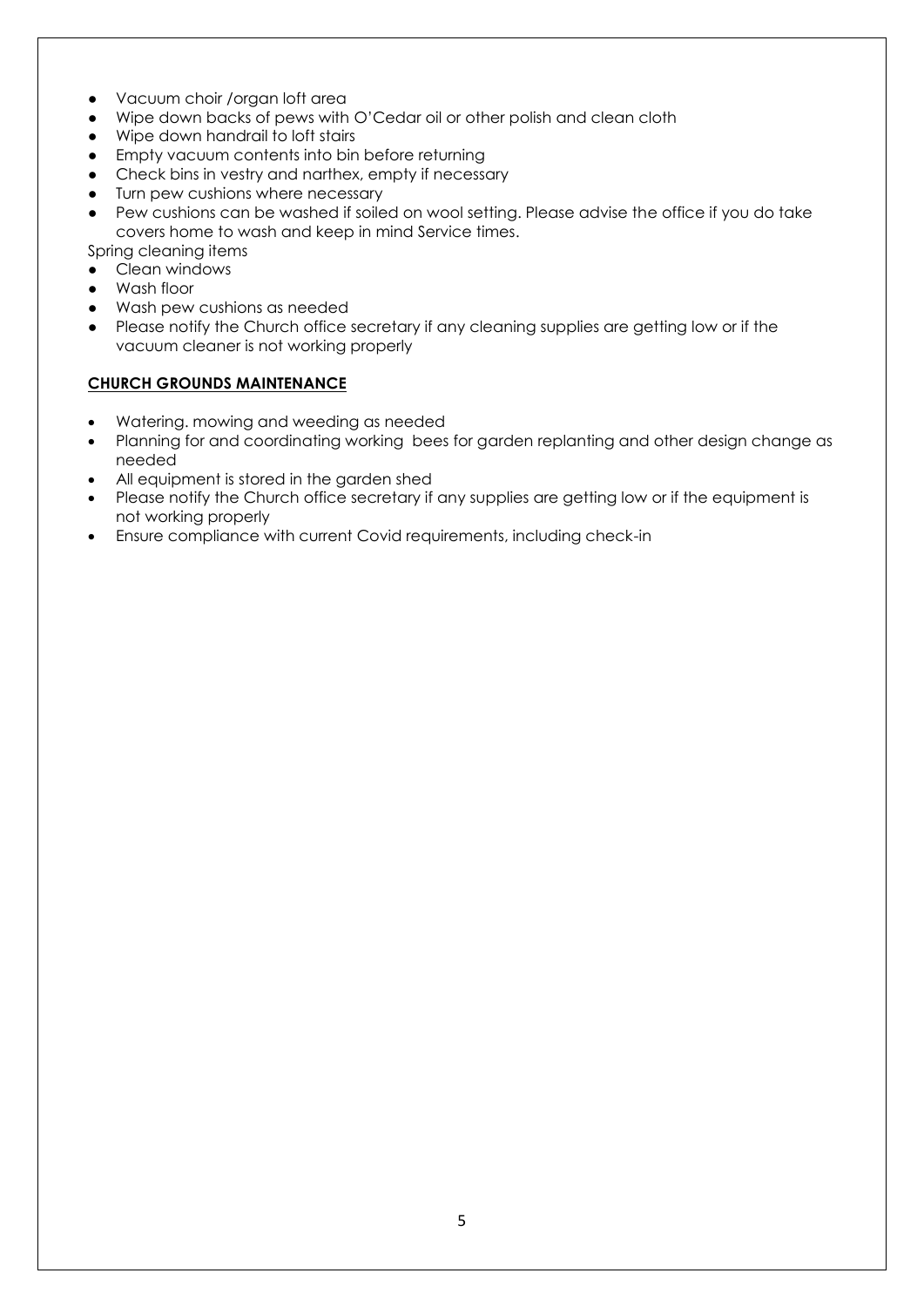- Vacuum choir /organ loft area
- Wipe down backs of pews with O'Cedar oil or other polish and clean cloth
- Wipe down handrail to loft stairs
- Empty vacuum contents into bin before returning
- Check bins in vestry and narthex, empty if necessary
- Turn pew cushions where necessary
- Pew cushions can be washed if soiled on wool setting. Please advise the office if you do take covers home to wash and keep in mind Service times.

Spring cleaning items

- Clean windows
- Wash floor
- Wash pew cushions as needed
- Please notify the Church office secretary if any cleaning supplies are getting low or if the vacuum cleaner is not working properly

**CHURCH GROUNDS MAINTENANCE**

- Watering. mowing and weeding as needed
- Planning for and coordinating working bees for garden replanting and other design change as needed
- All equipment is stored in the garden shed
- Please notify the Church office secretary if any supplies are getting low or if the equipment is not working properly
- Ensure compliance with current Covid requirements, including check-in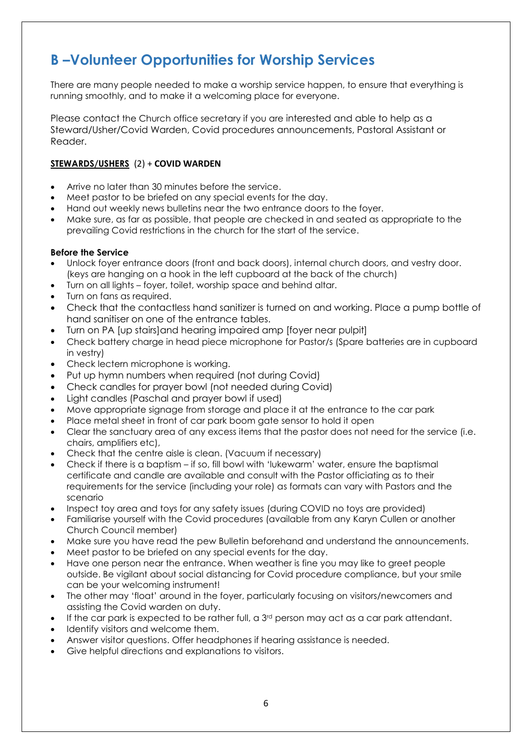# B –Volunteer Opportunities for Worship Services

There are many people needed to make a worship service happen, to ensure that everything is running smoothly, and to make it a welcoming place for everyone.

Please contact the Church office secretary if you are interested and able to help as a Steward/Usher/Covid Warden, Covid procedures announcements, Pastoral Assistant or Reader.

**STEWARDS/USHERS** (2) + **COVID WARDEN**

- Arrive no later than 30 minutes before the service.
- Meet pastor to be briefed on any special events for the day.
- Hand out weekly news bulletins near the two entrance doors to the foyer.
- Make sure, as far as possible, that people are checked in and seated as appropriate to the prevailing Covid restrictions in the church for the start of the service.

**Before the Service**

- Unlock foyer entrance doors (front and back doors), internal church doors, and vestry door. (keys are hanging on a hook in the left cupboard at the back of the church)
- Turn on all lights – foyer, toilet, worship space and behind altar.
- Turn on fans as required.
- Check that the contactless hand sanitizer is turned on and working. Place a pump bottle of hand sanitiser on one of the entrance tables.
- Turn on PA [up stairs]and hearing impaired amp [foyer near pulpit]
- Check battery charge in head piece microphone for Pastor/s (Spare batteries are in cupboard in vestry)
- Check lectern microphone is working.
- Put up hymn numbers when required (not during Covid)
- Check candles for prayer bowl (not needed during Covid)
- Light candles (Paschal and prayer bowl if used)
- Move appropriate signage from storage and place it at the entrance to the car park
- Place metal sheet in front of car park boom gate sensor to hold it open
- Clear the sanctuary area of any excess items that the pastor does not need for the service (i.e. chairs, amplifiers etc),
- Check that the centre aisle is clean. (Vacuum if necessary)
- Check if there is a baptism – if so, fill bowl with 'lukewarm' water, ensure the baptismal certificate and candle are available and consult with the Pastor officiating as to their requirements for the service (including your role) as formats can vary with Pastors and the scenario
- Inspect toy area and toys for any safety issues (during COVID no toys are provided)
- Familiarise yourself with the Covid procedures (available from any Karyn Cullen or another Church Council member)
- Make sure you have read the pew Bulletin beforehand and understand the announcements.
- Meet pastor to be briefed on any special events for the day.
- Have one person near the entrance. When weather is fine you may like to greet people outside. Be vigilant about social distancing for Covid procedure compliance, but your smile can be your welcoming instrument!
- The other may 'float' around in the foyer, particularly focusing on visitors/newcomers and assisting the Covid warden on duty.
- If the car park is expected to be rather full, a 3rd person may act as a car park attendant.
- Identify visitors and welcome them.
- Answer visitor questions. Offer headphones if hearing assistance is needed.
- Give helpful directions and explanations to visitors.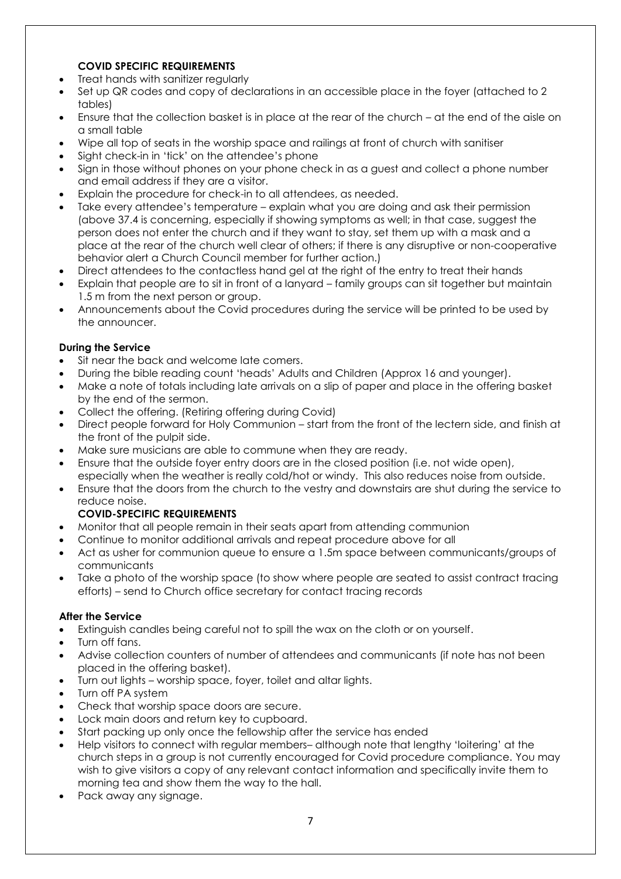**COVID SPECIFIC REQUIREMENTS**

- Treat hands with sanitizer regularly
- Set up QR codes and copy of declarations in an accessible place in the foyer (attached to 2 tables)
- Ensure that the collection basket is in place at the rear of the church – at the end of the aisle on a small table
- Wipe all top of seats in the worship space and railings at front of church with sanitiser
- Sight check-in in 'tick' on the attendee's phone
- Sign in those without phones on your phone check in as a guest and collect a phone number and email address if they are a visitor.
- Explain the procedure for check-in to all attendees, as needed.
- Take every attendee's temperature – explain what you are doing and ask their permission (above 37.4 is concerning, especially if showing symptoms as well; in that case, suggest the person does not enter the church and if they want to stay, set them up with a mask and a place at the rear of the church well clear of others; if there is any disruptive or non-cooperative behavior alert a Church Council member for further action.)
- Direct attendees to the contactless hand gel at the right of the entry to treat their hands
- Explain that people are to sit in front of a lanyard – family groups can sit together but maintain 1.5 m from the next person or group.
- Announcements about the Covid procedures during the service will be printed to be used by the announcer.

**During the Service**

- Sit near the back and welcome late comers.
- During the bible reading count 'heads' Adults and Children (Approx 16 and younger).
- Make a note of totals including late arrivals on a slip of paper and place in the offering basket by the end of the sermon.
- Collect the offering. (Retiring offering during Covid)
- Direct people forward for Holy Communion – start from the front of the lectern side, and finish at the front of the pulpit side.
- Make sure musicians are able to commune when they are ready.
- Ensure that the outside foyer entry doors are in the closed position (i.e. not wide open), especially when the weather is really cold/hot or windy. This also reduces noise from outside.
- Ensure that the doors from the church to the vestry and downstairs are shut during the service to reduce noise.

**COVID-SPECIFIC REQUIREMENTS**

- Monitor that all people remain in their seats apart from attending communion
- Continue to monitor additional arrivals and repeat procedure above for all
- Act as usher for communion queue to ensure a 1.5m space between communicants/groups of communicants
- Take a photo of the worship space (to show where people are seated to assist contract tracing efforts) – send to Church office secretary for contact tracing records

**After the Service**

- Extinguish candles being careful not to spill the wax on the cloth or on yourself.
- Turn off fans.
- Advise collection counters of number of attendees and communicants (if note has not been placed in the offering basket).
- Turn out lights – worship space, foyer, toilet and altar lights.
- Turn off PA system
- Check that worship space doors are secure.
- Lock main doors and return key to cupboard.
- Start packing up only once the fellowship after the service has ended
- Help visitors to connect with regular members– although note that lengthy 'loitering' at the church steps in a group is not currently encouraged for Covid procedure compliance. You may wish to give visitors a copy of any relevant contact information and specifically invite them to morning tea and show them the way to the hall.
- Pack away any signage.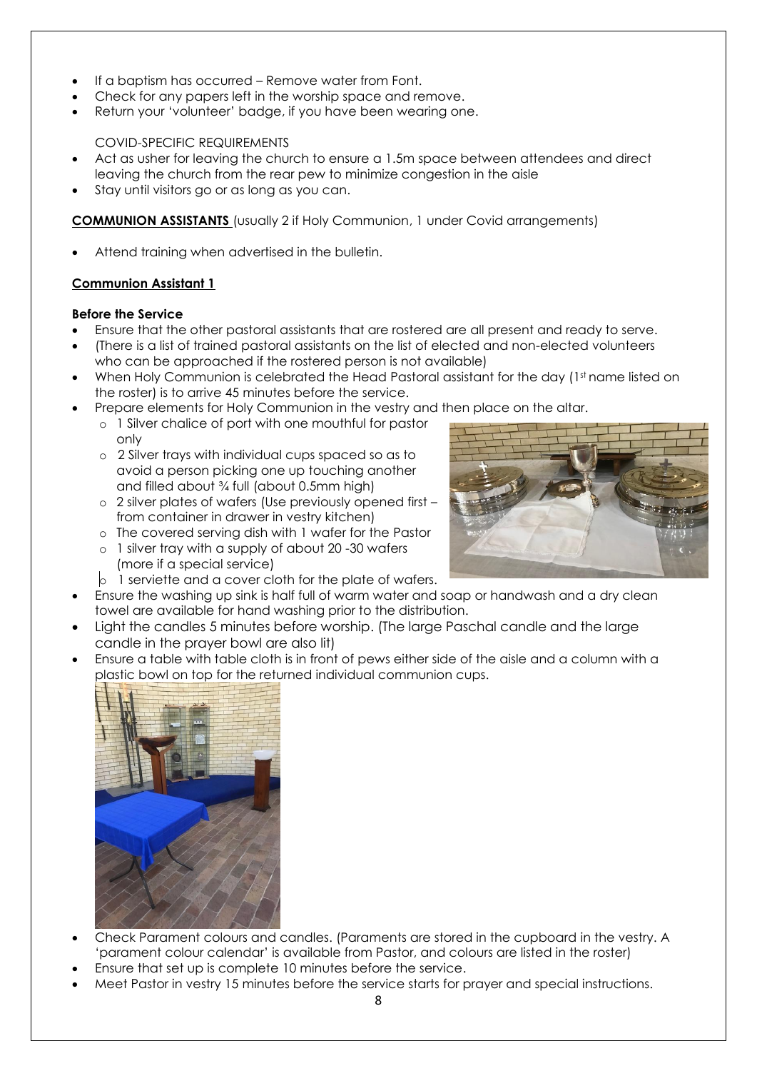- If a baptism has occurred – Remove water from Font.
- Check for any papers left in the worship space and remove.
- Return your 'volunteer' badge, if you have been wearing one.

COVID-SPECIFIC REQUIREMENTS

- Act as usher for leaving the church to ensure a 1.5m space between attendees and direct leaving the church from the rear pew to minimize congestion in the aisle
- Stay until visitors go or as long as you can.

**COMMUNION ASSISTANTS** (usually 2 if Holy Communion, 1 under Covid arrangements)

- Attend training when advertised in the bulletin.

**Communion Assistant 1**

**Before the Service**

- Ensure that the other pastoral assistants that are rostered are all present and ready to serve.
- (There is a list of trained pastoral assistants on the list of elected and non-elected volunteers who can be approached if the rostered person is not available)
- When Holy Communion is celebrated the Head Pastoral assistant for the day (1st name listed on the roster) is to arrive 45 minutes before the service.
- Prepare elements for Holy Communion in the vestry and then place on the altar.
  - 1 Silver chalice of port with one mouthful for pastor only
  - 2 Silver trays with individual cups spaced so as to avoid a person picking one up touching another and filled about ¾ full (about 0.5mm high)
  - 2 silver plates of wafers (Use previously opened first – from container in drawer in vestry kitchen)
  - The covered serving dish with 1 wafer for the Pastor
  - 1 silver tray with a supply of about 20 -30 wafers (more if a special service)
  - 1 serviette and a cover cloth for the plate of wafers.
- Ensure the washing up sink is half full of warm water and soap or handwash and a dry clean towel are available for hand washing prior to the distribution.
- Light the candles 5 minutes before worship. (The large Paschal candle and the large candle in the prayer bowl are also lit)
- Ensure a table with table cloth is in front of pews either side of the aisle and a column with a plastic bowl on top for the returned individual communion cups.
- Check Parament colours and candles. (Paraments are stored in the cupboard in the vestry. A 'parament colour calendar' is available from Pastor, and colours are listed in the roster)
- Ensure that set up is complete 10 minutes before the service.
- Meet Pastor in vestry 15 minutes before the service starts for prayer and special instructions.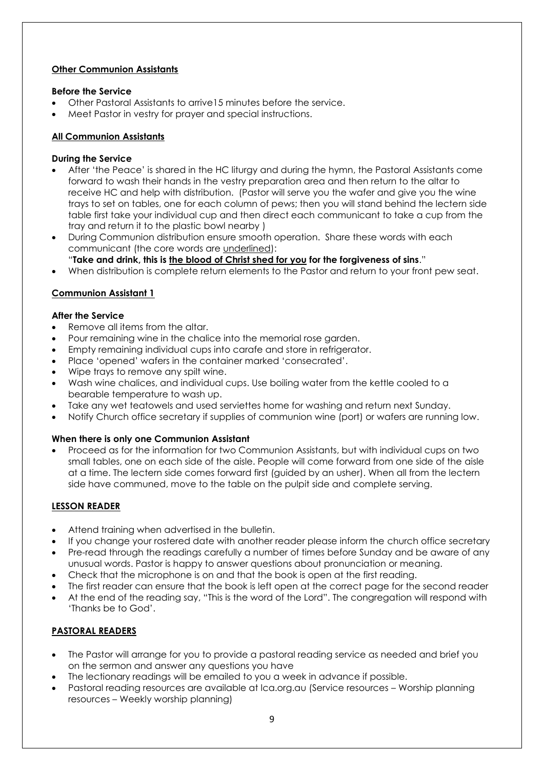**Other Communion Assistants**

**Before the Service**

- Other Pastoral Assistants to arrive15 minutes before the service.
- Meet Pastor in vestry for prayer and special instructions.

**All Communion Assistants**

**During the Service**

- After 'the Peace' is shared in the HC liturgy and during the hymn, the Pastoral Assistants come forward to wash their hands in the vestry preparation area and then return to the altar to receive HC and help with distribution. (Pastor will serve you the wafer and give you the wine trays to set on tables, one for each column of pews; then you will stand behind the lectern side table first take your individual cup and then direct each communicant to take a cup from the tray and return it to the plastic bowl nearby )
- During Communion distribution ensure smooth operation. Share these words with each communicant (the core words are <u>underlined</u>):
  "**Take and drink, this is <u>the blood of Christ shed for you</u> for the forgiveness of sins**."
- When distribution is complete return elements to the Pastor and return to your front pew seat.

**Communion Assistant 1**

**After the Service**

- Remove all items from the altar.
- Pour remaining wine in the chalice into the memorial rose garden.
- Empty remaining individual cups into carafe and store in refrigerator.
- Place 'opened' wafers in the container marked 'consecrated'.
- Wipe trays to remove any spilt wine.
- Wash wine chalices, and individual cups. Use boiling water from the kettle cooled to a bearable temperature to wash up.
- Take any wet teatowels and used serviettes home for washing and return next Sunday.
- Notify Church office secretary if supplies of communion wine (port) or wafers are running low.

**When there is only one Communion Assistant**

- Proceed as for the information for two Communion Assistants, but with individual cups on two small tables, one on each side of the aisle. People will come forward from one side of the aisle at a time. The lectern side comes forward first (guided by an usher). When all from the lectern side have communed, move to the table on the pulpit side and complete serving.

**LESSON READER**

- Attend training when advertised in the bulletin.
- If you change your rostered date with another reader please inform the church office secretary
- Pre-read through the readings carefully a number of times before Sunday and be aware of any unusual words. Pastor is happy to answer questions about pronunciation or meaning.
- Check that the microphone is on and that the book is open at the first reading.
- The first reader can ensure that the book is left open at the correct page for the second reader
- At the end of the reading say, "This is the word of the Lord". The congregation will respond with 'Thanks be to God'.

**PASTORAL READERS**

- The Pastor will arrange for you to provide a pastoral reading service as needed and brief you on the sermon and answer any questions you have
- The lectionary readings will be emailed to you a week in advance if possible.
- Pastoral reading resources are available at lca.org.au (Service resources – Worship planning resources – Weekly worship planning)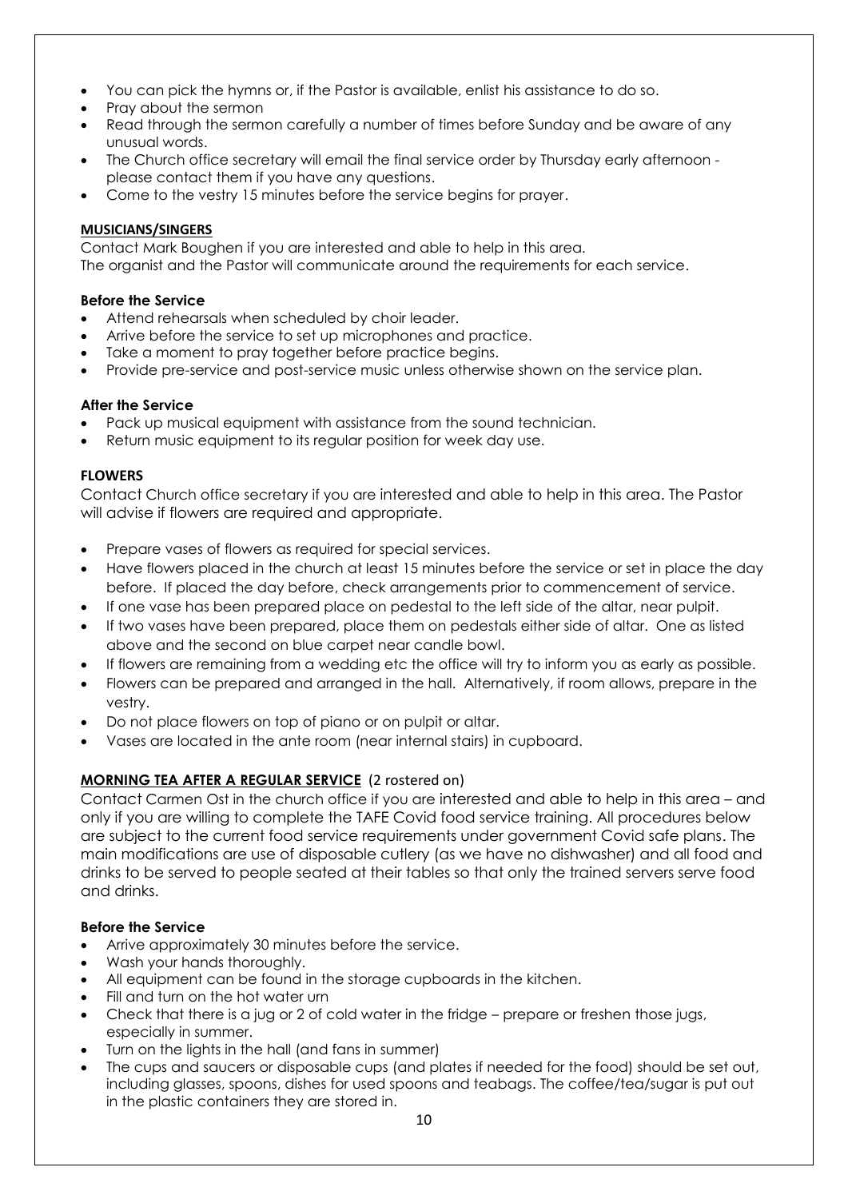- You can pick the hymns or, if the Pastor is available, enlist his assistance to do so.
- Pray about the sermon
- Read through the sermon carefully a number of times before Sunday and be aware of any unusual words.
- The Church office secretary will email the final service order by Thursday early afternoon - please contact them if you have any questions.
- Come to the vestry 15 minutes before the service begins for prayer.

**MUSICIANS/SINGERS**

Contact Mark Boughen if you are interested and able to help in this area.
The organist and the Pastor will communicate around the requirements for each service.

**Before the Service**

- Attend rehearsals when scheduled by choir leader.
- Arrive before the service to set up microphones and practice.
- Take a moment to pray together before practice begins.
- Provide pre-service and post-service music unless otherwise shown on the service plan.

**After the Service**

- Pack up musical equipment with assistance from the sound technician.
- Return music equipment to its regular position for week day use.

**FLOWERS**

Contact Church office secretary if you are interested and able to help in this area. The Pastor will advise if flowers are required and appropriate.

- Prepare vases of flowers as required for special services.
- Have flowers placed in the church at least 15 minutes before the service or set in place the day before. If placed the day before, check arrangements prior to commencement of service.
- If one vase has been prepared place on pedestal to the left side of the altar, near pulpit.
- If two vases have been prepared, place them on pedestals either side of altar. One as listed above and the second on blue carpet near candle bowl.
- If flowers are remaining from a wedding etc the office will try to inform you as early as possible.
- Flowers can be prepared and arranged in the hall. Alternatively, if room allows, prepare in the vestry.
- Do not place flowers on top of piano or on pulpit or altar.
- Vases are located in the ante room (near internal stairs) in cupboard.

**MORNING TEA AFTER A REGULAR SERVICE** (2 rostered on)

Contact Carmen Ost in the church office if you are interested and able to help in this area – and only if you are willing to complete the TAFE Covid food service training. All procedures below are subject to the current food service requirements under government Covid safe plans. The main modifications are use of disposable cutlery (as we have no dishwasher) and all food and drinks to be served to people seated at their tables so that only the trained servers serve food and drinks.

**Before the Service**

- Arrive approximately 30 minutes before the service.
- Wash your hands thoroughly.
- All equipment can be found in the storage cupboards in the kitchen.
- Fill and turn on the hot water urn
- Check that there is a jug or 2 of cold water in the fridge – prepare or freshen those jugs, especially in summer.
- Turn on the lights in the hall (and fans in summer)
- The cups and saucers or disposable cups (and plates if needed for the food) should be set out, including glasses, spoons, dishes for used spoons and teabags. The coffee/tea/sugar is put out in the plastic containers they are stored in.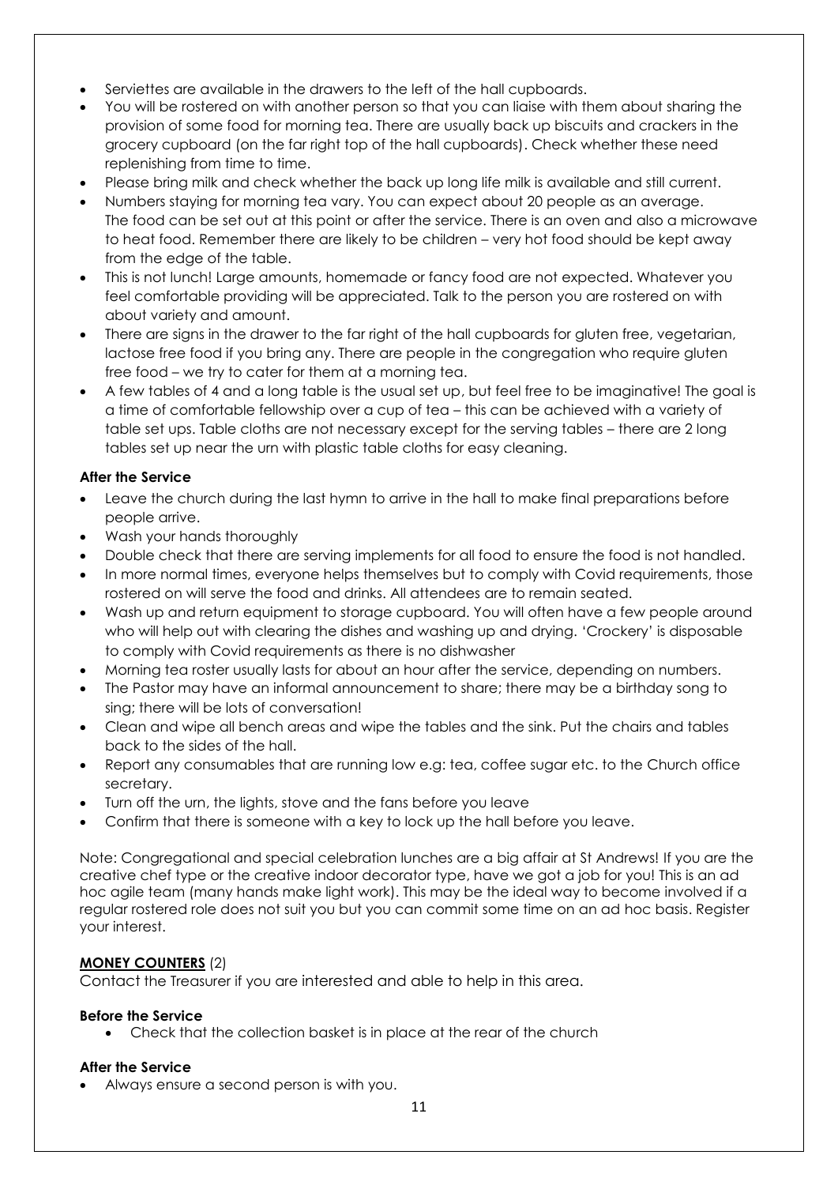- Serviettes are available in the drawers to the left of the hall cupboards.
- You will be rostered on with another person so that you can liaise with them about sharing the provision of some food for morning tea. There are usually back up biscuits and crackers in the grocery cupboard (on the far right top of the hall cupboards). Check whether these need replenishing from time to time.
- Please bring milk and check whether the back up long life milk is available and still current.
- Numbers staying for morning tea vary. You can expect about 20 people as an average. The food can be set out at this point or after the service. There is an oven and also a microwave to heat food. Remember there are likely to be children – very hot food should be kept away from the edge of the table.
- This is not lunch! Large amounts, homemade or fancy food are not expected. Whatever you feel comfortable providing will be appreciated. Talk to the person you are rostered on with about variety and amount.
- There are signs in the drawer to the far right of the hall cupboards for gluten free, vegetarian, lactose free food if you bring any. There are people in the congregation who require gluten free food – we try to cater for them at a morning tea.
- A few tables of 4 and a long table is the usual set up, but feel free to be imaginative! The goal is a time of comfortable fellowship over a cup of tea – this can be achieved with a variety of table set ups. Table cloths are not necessary except for the serving tables – there are 2 long tables set up near the urn with plastic table cloths for easy cleaning.

**After the Service**

- Leave the church during the last hymn to arrive in the hall to make final preparations before people arrive.
- Wash your hands thoroughly
- Double check that there are serving implements for all food to ensure the food is not handled.
- In more normal times, everyone helps themselves but to comply with Covid requirements, those rostered on will serve the food and drinks. All attendees are to remain seated.
- Wash up and return equipment to storage cupboard. You will often have a few people around who will help out with clearing the dishes and washing up and drying. 'Crockery' is disposable to comply with Covid requirements as there is no dishwasher
- Morning tea roster usually lasts for about an hour after the service, depending on numbers.
- The Pastor may have an informal announcement to share; there may be a birthday song to sing; there will be lots of conversation!
- Clean and wipe all bench areas and wipe the tables and the sink. Put the chairs and tables back to the sides of the hall.
- Report any consumables that are running low e.g: tea, coffee sugar etc. to the Church office secretary.
- Turn off the urn, the lights, stove and the fans before you leave
- Confirm that there is someone with a key to lock up the hall before you leave.

Note: Congregational and special celebration lunches are a big affair at St Andrews! If you are the creative chef type or the creative indoor decorator type, have we got a job for you! This is an ad hoc agile team (many hands make light work). This may be the ideal way to become involved if a regular rostered role does not suit you but you can commit some time on an ad hoc basis. Register your interest.

## **MONEY COUNTERS** (2)

Contact the Treasurer if you are interested and able to help in this area.

**Before the Service**

- Check that the collection basket is in place at the rear of the church

**After the Service**

- Always ensure a second person is with you.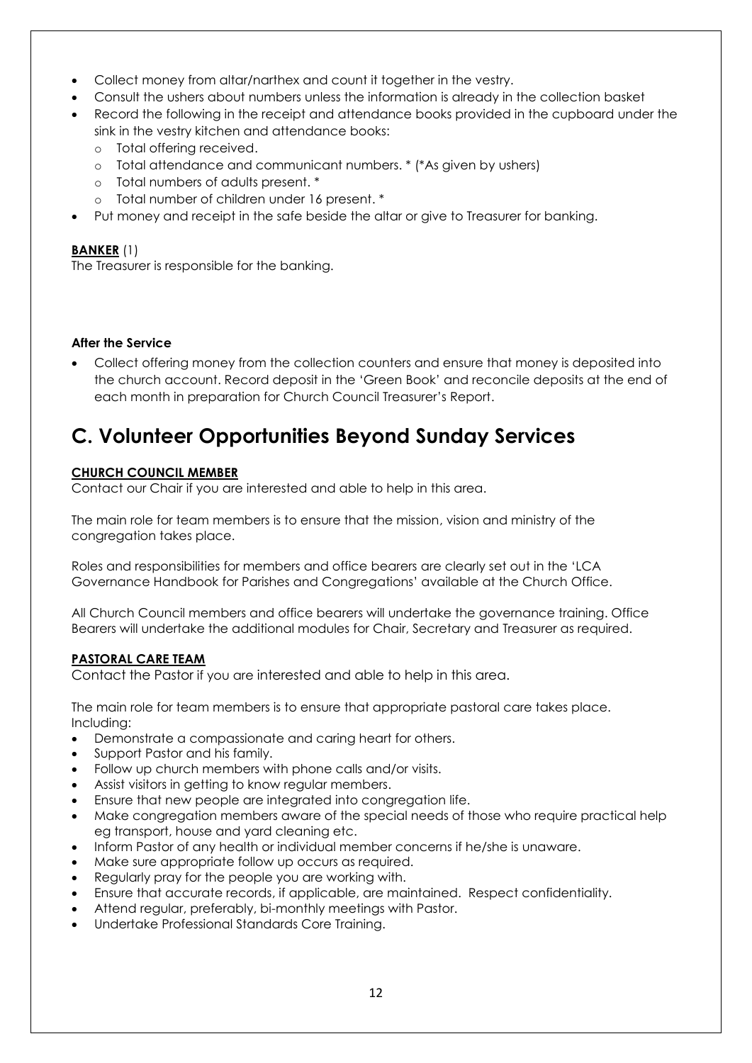- Collect money from altar/narthex and count it together in the vestry.
- Consult the ushers about numbers unless the information is already in the collection basket
- Record the following in the receipt and attendance books provided in the cupboard under the sink in the vestry kitchen and attendance books:
  - Total offering received.
  - Total attendance and communicant numbers. * (*As given by ushers)
  - Total numbers of adults present. *
  - Total number of children under 16 present. *
- Put money and receipt in the safe beside the altar or give to Treasurer for banking.

**BANKER** (1)
The Treasurer is responsible for the banking.

**After the Service**

- Collect offering money from the collection counters and ensure that money is deposited into the church account. Record deposit in the 'Green Book' and reconcile deposits at the end of each month in preparation for Church Council Treasurer's Report.

# C. Volunteer Opportunities Beyond Sunday Services

**CHURCH COUNCIL MEMBER**
Contact our Chair if you are interested and able to help in this area.

The main role for team members is to ensure that the mission, vision and ministry of the congregation takes place.

Roles and responsibilities for members and office bearers are clearly set out in the 'LCA Governance Handbook for Parishes and Congregations' available at the Church Office.

All Church Council members and office bearers will undertake the governance training. Office Bearers will undertake the additional modules for Chair, Secretary and Treasurer as required.

**PASTORAL CARE TEAM**
Contact the Pastor if you are interested and able to help in this area.

The main role for team members is to ensure that appropriate pastoral care takes place. Including:

- Demonstrate a compassionate and caring heart for others.
- Support Pastor and his family.
- Follow up church members with phone calls and/or visits.
- Assist visitors in getting to know regular members.
- Ensure that new people are integrated into congregation life.
- Make congregation members aware of the special needs of those who require practical help eg transport, house and yard cleaning etc.
- Inform Pastor of any health or individual member concerns if he/she is unaware.
- Make sure appropriate follow up occurs as required.
- Regularly pray for the people you are working with.
- Ensure that accurate records, if applicable, are maintained. Respect confidentiality.
- Attend regular, preferably, bi-monthly meetings with Pastor.
- Undertake Professional Standards Core Training.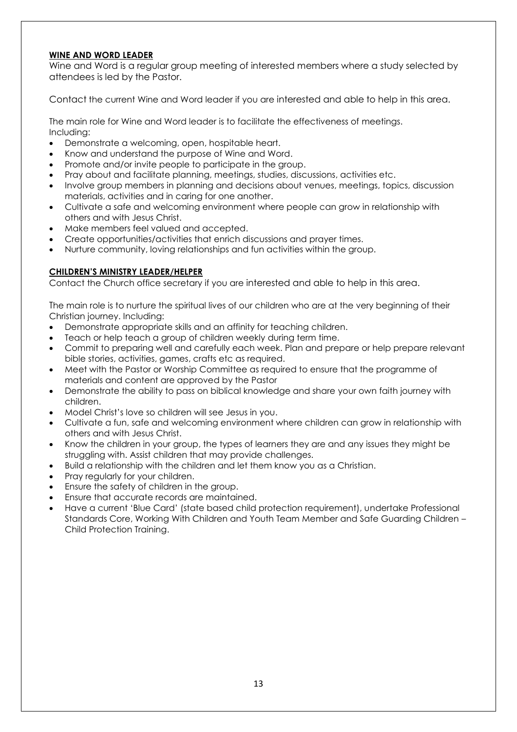## **WINE AND WORD LEADER**

Wine and Word is a regular group meeting of interested members where a study selected by attendees is led by the Pastor.

Contact the current Wine and Word leader if you are interested and able to help in this area.

The main role for Wine and Word leader is to facilitate the effectiveness of meetings. Including:

- Demonstrate a welcoming, open, hospitable heart.
- Know and understand the purpose of Wine and Word.
- Promote and/or invite people to participate in the group.
- Pray about and facilitate planning, meetings, studies, discussions, activities etc.
- Involve group members in planning and decisions about venues, meetings, topics, discussion materials, activities and in caring for one another.
- Cultivate a safe and welcoming environment where people can grow in relationship with others and with Jesus Christ.
- Make members feel valued and accepted.
- Create opportunities/activities that enrich discussions and prayer times.
- Nurture community, loving relationships and fun activities within the group.

## **CHILDREN'S MINISTRY LEADER/HELPER**

Contact the Church office secretary if you are interested and able to help in this area.

The main role is to nurture the spiritual lives of our children who are at the very beginning of their Christian journey. Including:

- Demonstrate appropriate skills and an affinity for teaching children.
- Teach or help teach a group of children weekly during term time.
- Commit to preparing well and carefully each week. Plan and prepare or help prepare relevant bible stories, activities, games, crafts etc as required.
- Meet with the Pastor or Worship Committee as required to ensure that the programme of materials and content are approved by the Pastor
- Demonstrate the ability to pass on biblical knowledge and share your own faith journey with children.
- Model Christ's love so children will see Jesus in you.
- Cultivate a fun, safe and welcoming environment where children can grow in relationship with others and with Jesus Christ.
- Know the children in your group, the types of learners they are and any issues they might be struggling with. Assist children that may provide challenges.
- Build a relationship with the children and let them know you as a Christian.
- Pray regularly for your children.
- Ensure the safety of children in the group.
- Ensure that accurate records are maintained.
- Have a current 'Blue Card' (state based child protection requirement), undertake Professional Standards Core, Working With Children and Youth Team Member and Safe Guarding Children – Child Protection Training.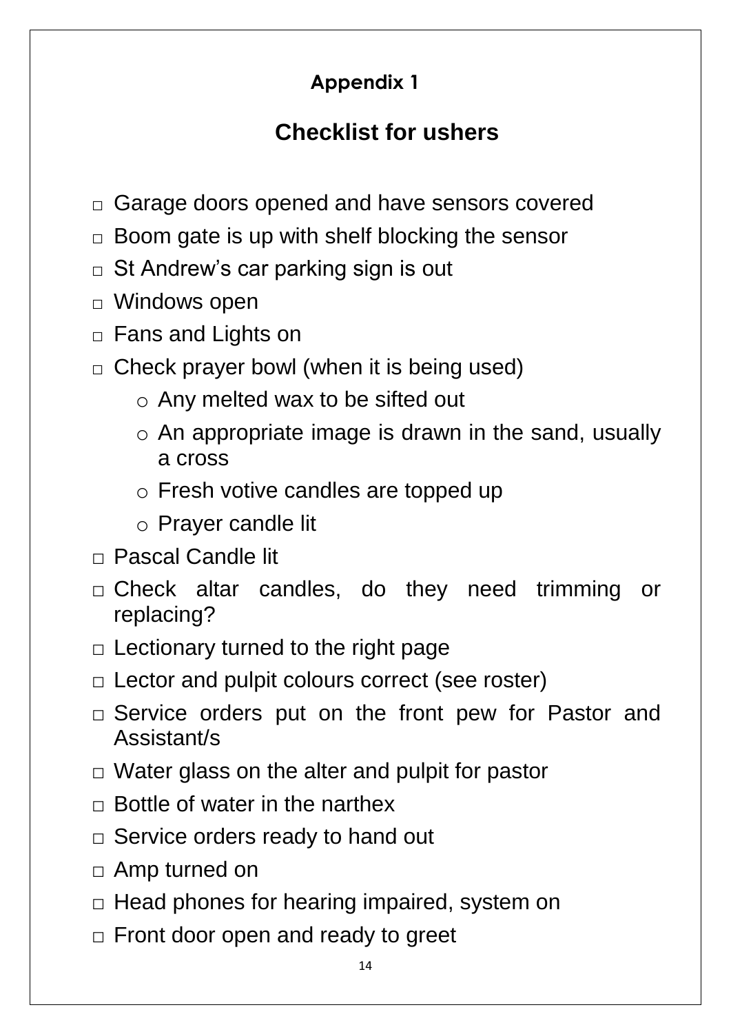## Appendix 1

# Checklist for ushers

- □ Garage doors opened and have sensors covered
- □ Boom gate is up with shelf blocking the sensor
- □ St Andrew's car parking sign is out
- □ Windows open
- □ Fans and Lights on
- □ Check prayer bowl (when it is being used)
    - o Any melted wax to be sifted out
    - o An appropriate image is drawn in the sand, usually a cross
    - o Fresh votive candles are topped up
    - o Prayer candle lit
- □ Pascal Candle lit
- □ Check altar candles, do they need trimming or replacing?
- □ Lectionary turned to the right page
- □ Lector and pulpit colours correct (see roster)
- □ Service orders put on the front pew for Pastor and Assistant/s
- □ Water glass on the alter and pulpit for pastor
- □ Bottle of water in the narthex
- □ Service orders ready to hand out
- □ Amp turned on
- □ Head phones for hearing impaired, system on
- □ Front door open and ready to greet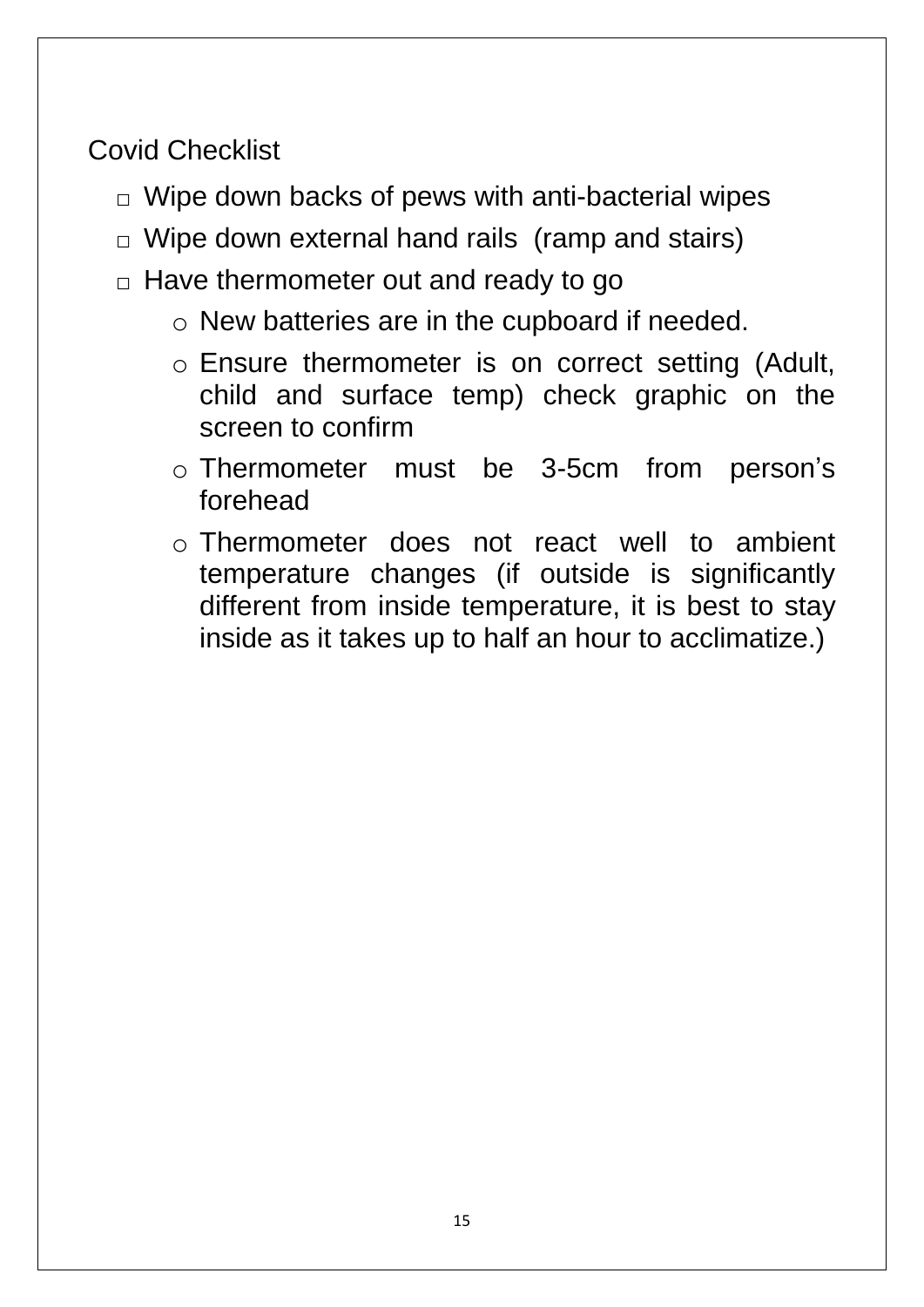Covid Checklist

- □ Wipe down backs of pews with anti-bacterial wipes
- □ Wipe down external hand rails (ramp and stairs)
- □ Have thermometer out and ready to go
  - New batteries are in the cupboard if needed.
  - Ensure thermometer is on correct setting (Adult, child and surface temp) check graphic on the screen to confirm
  - Thermometer must be 3-5cm from person's forehead
  - Thermometer does not react well to ambient temperature changes (if outside is significantly different from inside temperature, it is best to stay inside as it takes up to half an hour to acclimatize.)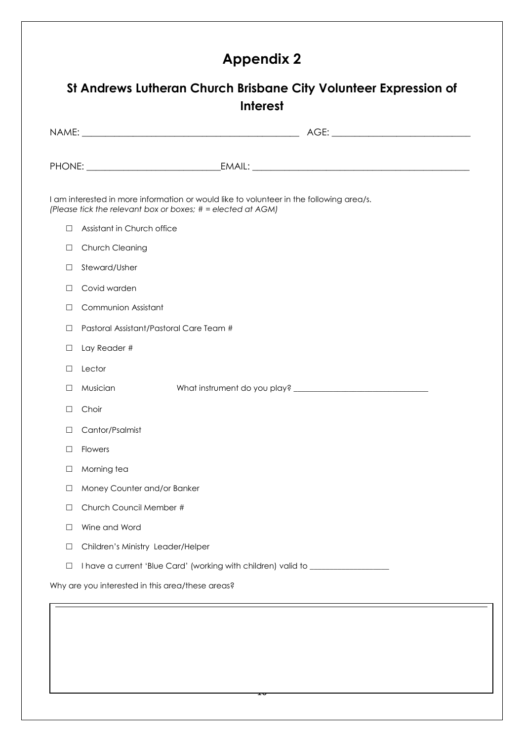# Appendix 2

## St Andrews Lutheran Church Brisbane City Volunteer Expression of Interest

NAME: ______________________________________________ AGE: ____________________________

PHONE: ___________________________ EMAIL: ____________________________________________

I am interested in more information or would like to volunteer in the following area/s.
*(Please tick the relevant box or boxes; # = elected at AGM)*

- ☐ Assistant in Church office
- ☐ Church Cleaning
- ☐ Steward/Usher
- ☐ Covid warden
- ☐ Communion Assistant
- ☐ Pastoral Assistant/Pastoral Care Team #
- ☐ Lay Reader #
- ☐ Lector
- ☐ Musician What instrument do you play? ______________________________
- ☐ Choir
- ☐ Cantor/Psalmist
- ☐ Flowers
- ☐ Morning tea
- ☐ Money Counter and/or Banker
- ☐ Church Council Member #
- ☐ Wine and Word
- ☐ Children's Ministry Leader/Helper
- ☐ I have a current 'Blue Card' (working with children) valid to __________________

Why are you interested in this area/these areas?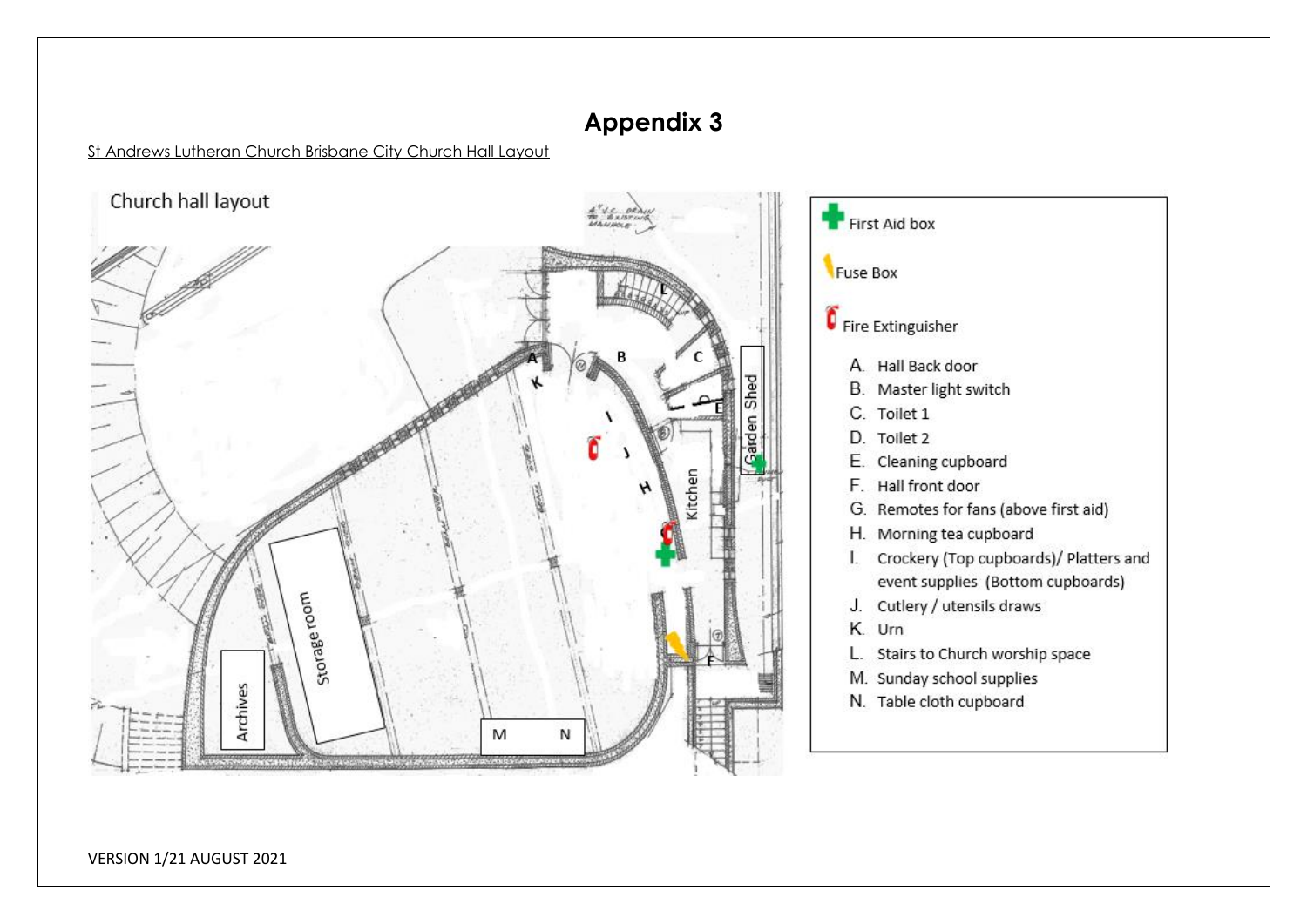# Appendix 3

St Andrews Lutheran Church Brisbane City Church Hall Layout

Church hall layout

Storage room

Archives

Kitchen

Garden Shed

M N

First Aid box

Fuse Box

Fire Extinguisher

A. Hall Back door
B. Master light switch
C. Toilet 1
D. Toilet 2
E. Cleaning cupboard
F. Hall front door
G. Remotes for fans (above first aid)
H. Morning tea cupboard
I. Crockery (Top cupboards)/ Platters and event supplies (Bottom cupboards)
J. Cutlery / utensils draws
K. Urn
L. Stairs to Church worship space
M. Sunday school supplies
N. Table cloth cupboard

VERSION 1/21 AUGUST 2021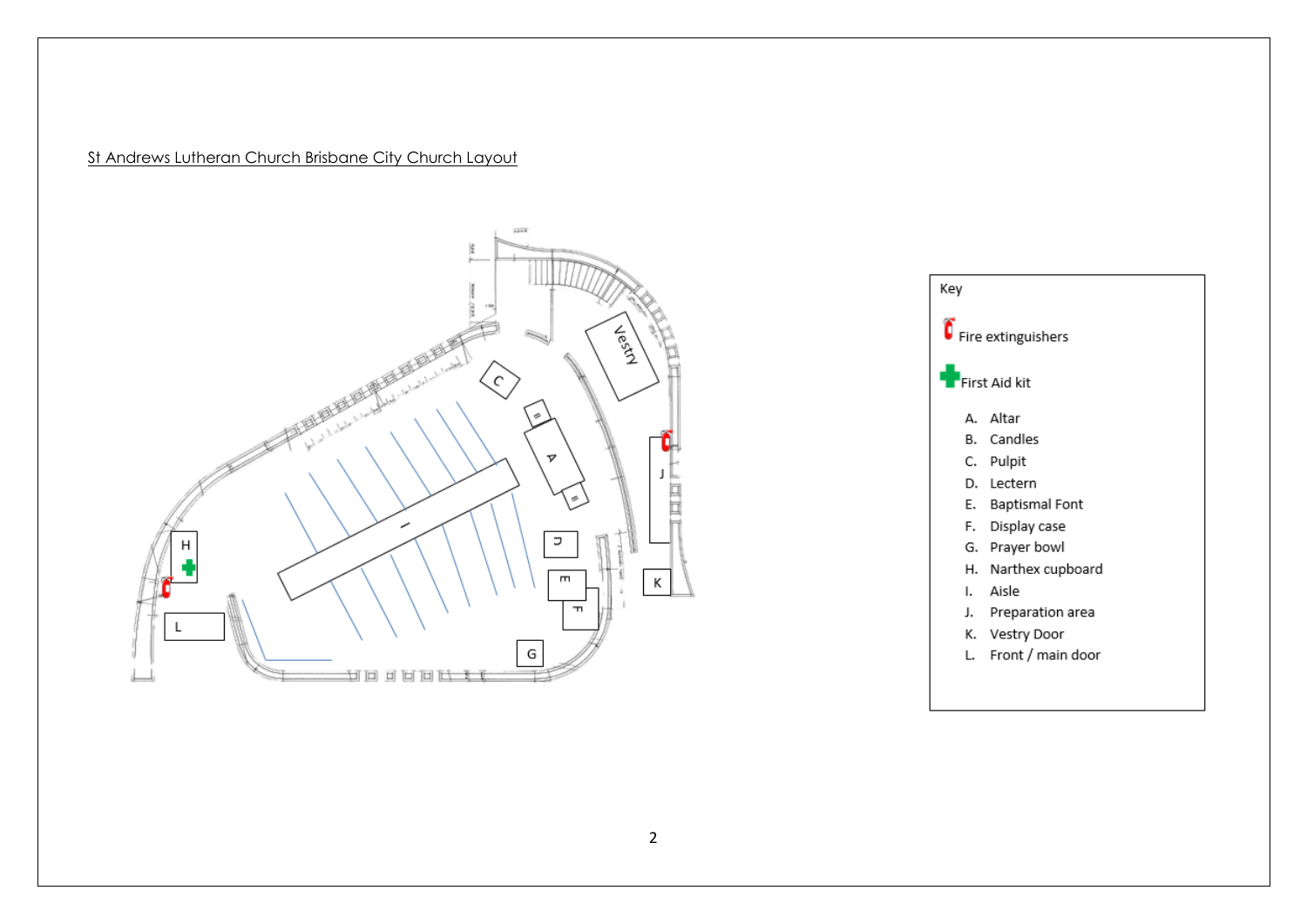St Andrews Lutheran Church Brisbane City Church Layout

Key

Fire extinguishers

First Aid kit

A. Altar
B. Candles
C. Pulpit
D. Lectern
E. Baptismal Font
F. Display case
G. Prayer bowl
H. Narthex cupboard
I. Aisle
J. Preparation area
K. Vestry Door
L. Front / main door